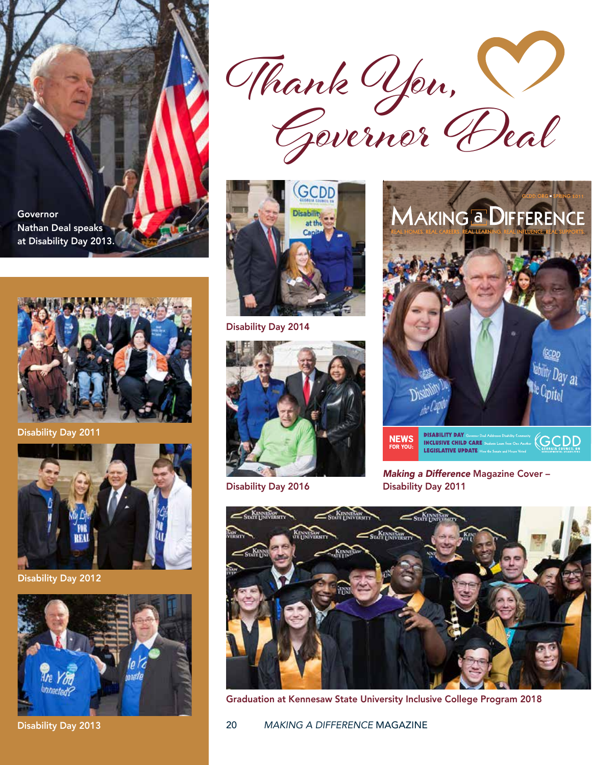# Thank You, Governor Deal

Governor Nathan Deal speaks at Disability Day 2013.

Disability Day 2011

Disability Day 2012

Disability Day 2013

Disability Day 2014

Disability Day 2016

***Making a Difference*** Magazine Cover – Disability Day 2011

Graduation at Kennesaw State University Inclusive College Program 2018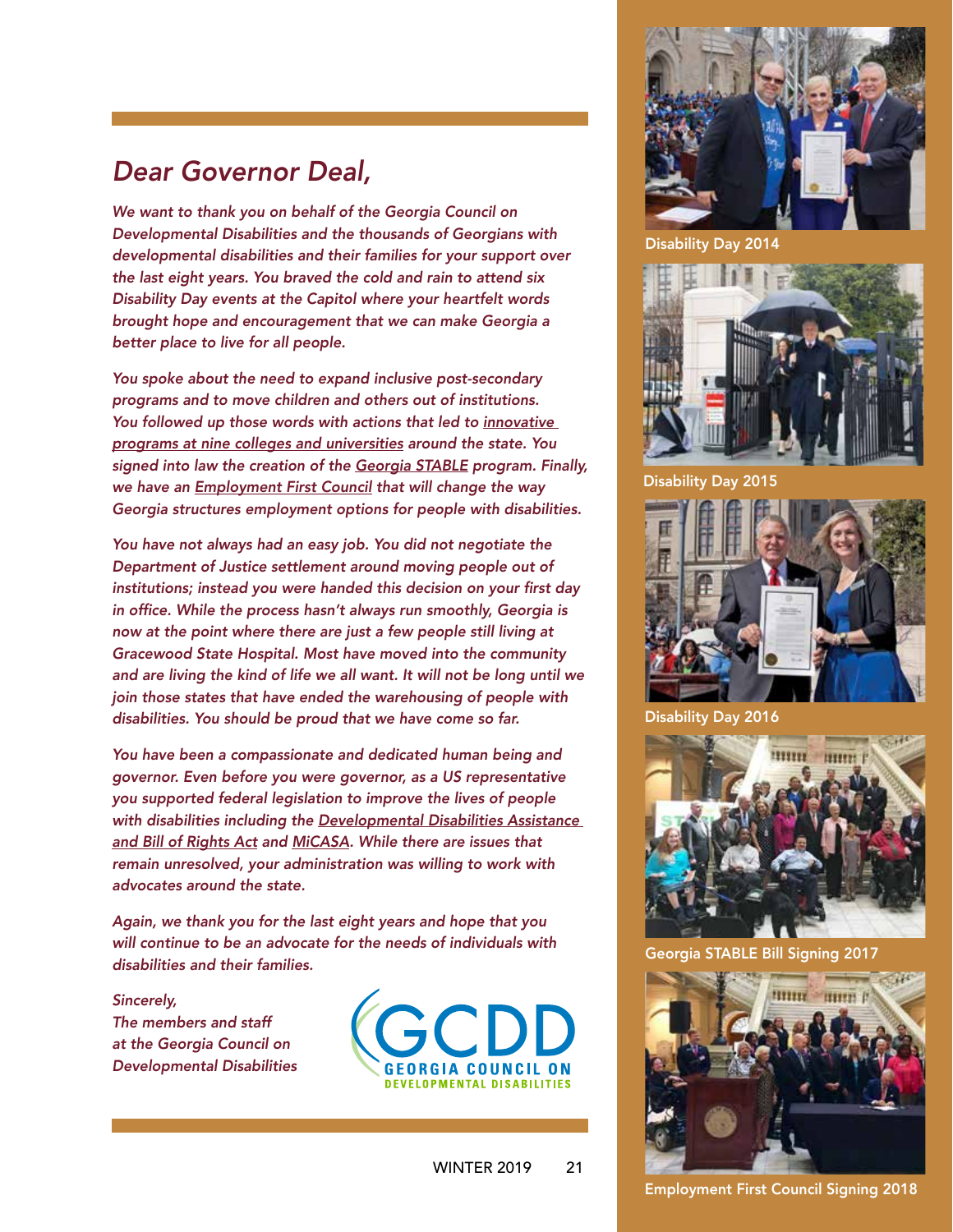## *Dear Governor Deal,*

*We want to thank you on behalf of the Georgia Council on Developmental Disabilities and the thousands of Georgians with developmental disabilities and their families for your support over the last eight years. You braved the cold and rain to attend six Disability Day events at the Capitol where your heartfelt words brought hope and encouragement that we can make Georgia a better place to live for all people.*

*You spoke about the need to expand inclusive post-secondary programs and to move children and others out of institutions. You followed up those words with actions that led to innovative programs at nine colleges and universities around the state. You signed into law the creation of the Georgia STABLE program. Finally, we have an Employment First Council that will change the way Georgia structures employment options for people with disabilities.*

*You have not always had an easy job. You did not negotiate the Department of Justice settlement around moving people out of institutions; instead you were handed this decision on your first day in office. While the process hasn't always run smoothly, Georgia is now at the point where there are just a few people still living at Gracewood State Hospital. Most have moved into the community and are living the kind of life we all want. It will not be long until we join those states that have ended the warehousing of people with disabilities. You should be proud that we have come so far.*

*You have been a compassionate and dedicated human being and governor. Even before you were governor, as a US representative you supported federal legislation to improve the lives of people with disabilities including the Developmental Disabilities Assistance and Bill of Rights Act and MiCASA. While there are issues that remain unresolved, your administration was willing to work with advocates around the state.*

*Again, we thank you for the last eight years and hope that you will continue to be an advocate for the needs of individuals with disabilities and their families.*

*Sincerely,*
*The members and staff*
*at the Georgia Council on*
*Developmental Disabilities*

GCDD
GEORGIA COUNCIL ON
DEVELOPMENTAL DISABILITIES

Disability Day 2014

Disability Day 2015

Disability Day 2016

Georgia STABLE Bill Signing 2017

Employment First Council Signing 2018